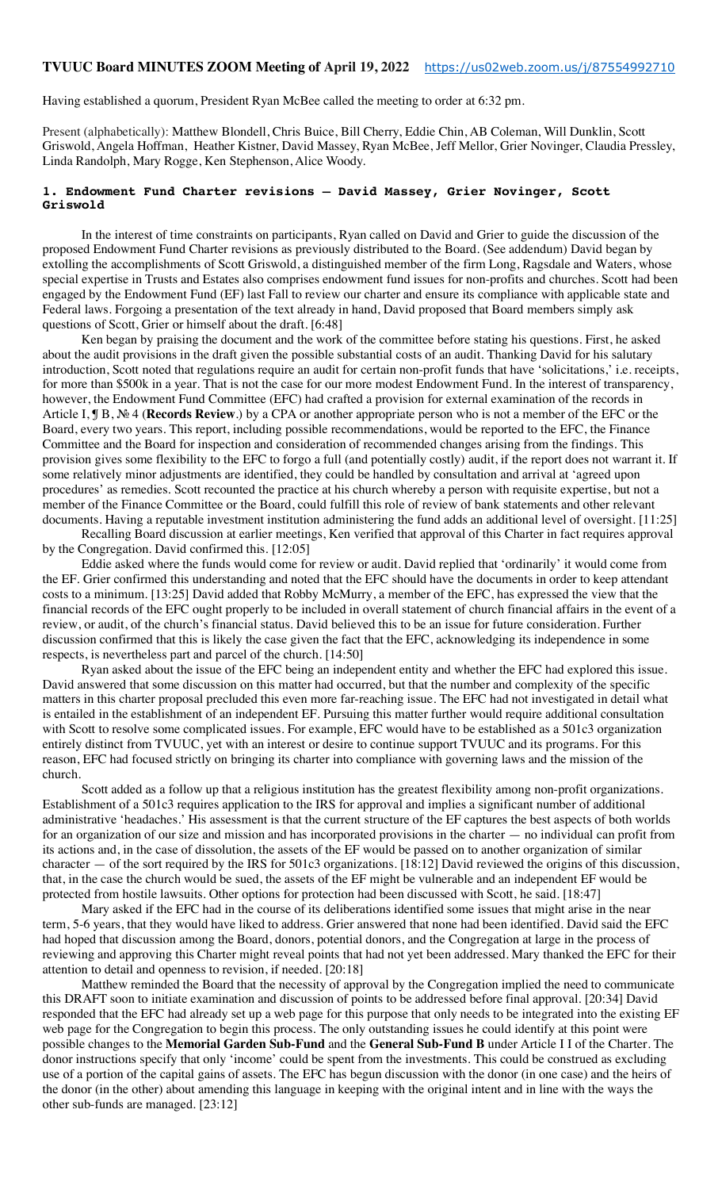**TVUUC Board MINUTES ZOOM Meeting of April 19, 2022** https://us02web.zoom.us/j/87554992710

Having established a quorum, President Ryan McBee called the meeting to order at 6:32 pm.

Present (alphabetically): Matthew Blondell, Chris Buice, Bill Cherry, Eddie Chin, AB Coleman, Will Dunklin, Scott Griswold, Angela Hoffman, Heather Kistner, David Massey, Ryan McBee, Jeff Mellor, Grier Novinger, Claudia Pressley, Linda Randolph, Mary Rogge, Ken Stephenson, Alice Woody.

### 1. Endowment Fund Charter revisions – David Massey, Grier Novinger, Scott Griswold

In the interest of time constraints on participants, Ryan called on David and Grier to guide the discussion of the proposed Endowment Fund Charter revisions as previously distributed to the Board. (See addendum) David began by extolling the accomplishments of Scott Griswold, a distinguished member of the firm Long, Ragsdale and Waters, whose special expertise in Trusts and Estates also comprises endowment fund issues for non-profits and churches. Scott had been engaged by the Endowment Fund (EF) last Fall to review our charter and ensure its compliance with applicable state and Federal laws. Forgoing a presentation of the text already in hand, David proposed that Board members simply ask questions of Scott, Grier or himself about the draft. [6:48]

Ken began by praising the document and the work of the committee before stating his questions. First, he asked about the audit provisions in the draft given the possible substantial costs of an audit. Thanking David for his salutary introduction, Scott noted that regulations require an audit for certain non-profit funds that have 'solicitations,' i.e. receipts, for more than $500k in a year. That is not the case for our more modest Endowment Fund. In the interest of transparency, however, the Endowment Fund Committee (EFC) had crafted a provision for external examination of the records in Article I, ¶ B, № 4 (**Records Review**.) by a CPA or another appropriate person who is not a member of the EFC or the Board, every two years. This report, including possible recommendations, would be reported to the EFC, the Finance Committee and the Board for inspection and consideration of recommended changes arising from the findings. This provision gives some flexibility to the EFC to forgo a full (and potentially costly) audit, if the report does not warrant it. If some relatively minor adjustments are identified, they could be handled by consultation and arrival at 'agreed upon procedures' as remedies. Scott recounted the practice at his church whereby a person with requisite expertise, but not a member of the Finance Committee or the Board, could fulfill this role of review of bank statements and other relevant documents. Having a reputable investment institution administering the fund adds an additional level of oversight. [11:25]

Recalling Board discussion at earlier meetings, Ken verified that approval of this Charter in fact requires approval by the Congregation. David confirmed this. [12:05]

Eddie asked where the funds would come for review or audit. David replied that 'ordinarily' it would come from the EF. Grier confirmed this understanding and noted that the EFC should have the documents in order to keep attendant costs to a minimum. [13:25] David added that Robby McMurry, a member of the EFC, has expressed the view that the financial records of the EFC ought properly to be included in overall statement of church financial affairs in the event of a review, or audit, of the church's financial status. David believed this to be an issue for future consideration. Further discussion confirmed that this is likely the case given the fact that the EFC, acknowledging its independence in some respects, is nevertheless part and parcel of the church. [14:50]

Ryan asked about the issue of the EFC being an independent entity and whether the EFC had explored this issue. David answered that some discussion on this matter had occurred, but that the number and complexity of the specific matters in this charter proposal precluded this even more far-reaching issue. The EFC had not investigated in detail what is entailed in the establishment of an independent EF. Pursuing this matter further would require additional consultation with Scott to resolve some complicated issues. For example, EFC would have to be established as a 501c3 organization entirely distinct from TVUUC, yet with an interest or desire to continue support TVUUC and its programs. For this reason, EFC had focused strictly on bringing its charter into compliance with governing laws and the mission of the church.

Scott added as a follow up that a religious institution has the greatest flexibility among non-profit organizations. Establishment of a 501c3 requires application to the IRS for approval and implies a significant number of additional administrative 'headaches.' His assessment is that the current structure of the EF captures the best aspects of both worlds for an organization of our size and mission and has incorporated provisions in the charter — no individual can profit from its actions and, in the case of dissolution, the assets of the EF would be passed on to another organization of similar character — of the sort required by the IRS for 501c3 organizations. [18:12] David reviewed the origins of this discussion, that, in the case the church would be sued, the assets of the EF might be vulnerable and an independent EF would be protected from hostile lawsuits. Other options for protection had been discussed with Scott, he said. [18:47]

Mary asked if the EFC had in the course of its deliberations identified some issues that might arise in the near term, 5-6 years, that they would have liked to address. Grier answered that none had been identified. David said the EFC had hoped that discussion among the Board, donors, potential donors, and the Congregation at large in the process of reviewing and approving this Charter might reveal points that had not yet been addressed. Mary thanked the EFC for their attention to detail and openness to revision, if needed. [20:18]

Matthew reminded the Board that the necessity of approval by the Congregation implied the need to communicate this DRAFT soon to initiate examination and discussion of points to be addressed before final approval. [20:34] David responded that the EFC had already set up a web page for this purpose that only needs to be integrated into the existing EF web page for the Congregation to begin this process. The only outstanding issues he could identify at this point were possible changes to the **Memorial Garden Sub-Fund** and the **General Sub-Fund B** under Article I I of the Charter. The donor instructions specify that only 'income' could be spent from the investments. This could be construed as excluding use of a portion of the capital gains of assets. The EFC has begun discussion with the donor (in one case) and the heirs of the donor (in the other) about amending this language in keeping with the original intent and in line with the ways the other sub-funds are managed. [23:12]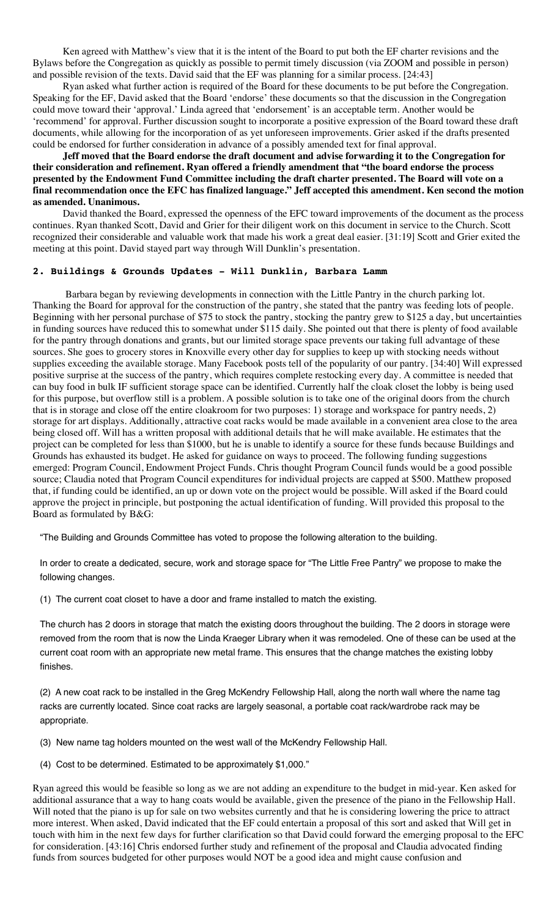Ken agreed with Matthew's view that it is the intent of the Board to put both the EF charter revisions and the Bylaws before the Congregation as quickly as possible to permit timely discussion (via ZOOM and possible in person) and possible revision of the texts. David said that the EF was planning for a similar process. [24:43]

Ryan asked what further action is required of the Board for these documents to be put before the Congregation. Speaking for the EF, David asked that the Board 'endorse' these documents so that the discussion in the Congregation could move toward their 'approval.' Linda agreed that 'endorsement' is an acceptable term. Another would be 'recommend' for approval. Further discussion sought to incorporate a positive expression of the Board toward these draft documents, while allowing for the incorporation of as yet unforeseen improvements. Grier asked if the drafts presented could be endorsed for further consideration in advance of a possibly amended text for final approval.

**Jeff moved that the Board endorse the draft document and advise forwarding it to the Congregation for their consideration and refinement. Ryan offered a friendly amendment that "the board endorse the process presented by the Endowment Fund Committee including the draft charter presented. The Board will vote on a final recommendation once the EFC has finalized language." Jeff accepted this amendment. Ken second the motion as amended. Unanimous.**

David thanked the Board, expressed the openness of the EFC toward improvements of the document as the process continues. Ryan thanked Scott, David and Grier for their diligent work on this document in service to the Church. Scott recognized their considerable and valuable work that made his work a great deal easier. [31:19] Scott and Grier exited the meeting at this point. David stayed part way through Will Dunklin's presentation.

## 2. Buildings & Grounds Updates – Will Dunklin, Barbara Lamm

Barbara began by reviewing developments in connection with the Little Pantry in the church parking lot. Thanking the Board for approval for the construction of the pantry, she stated that the pantry was feeding lots of people. Beginning with her personal purchase of $75 to stock the pantry, stocking the pantry grew to $125 a day, but uncertainties in funding sources have reduced this to somewhat under $115 daily. She pointed out that there is plenty of food available for the pantry through donations and grants, but our limited storage space prevents our taking full advantage of these sources. She goes to grocery stores in Knoxville every other day for supplies to keep up with stocking needs without supplies exceeding the available storage. Many Facebook posts tell of the popularity of our pantry. [34:40] Will expressed positive surprise at the success of the pantry, which requires complete restocking every day. A committee is needed that can buy food in bulk IF sufficient storage space can be identified. Currently half the cloak closet the lobby is being used for this purpose, but overflow still is a problem. A possible solution is to take one of the original doors from the church that is in storage and close off the entire cloakroom for two purposes: 1) storage and workspace for pantry needs, 2) storage for art displays. Additionally, attractive coat racks would be made available in a convenient area close to the area being closed off. Will has a written proposal with additional details that he will make available. He estimates that the project can be completed for less than $1000, but he is unable to identify a source for these funds because Buildings and Grounds has exhausted its budget. He asked for guidance on ways to proceed. The following funding suggestions emerged: Program Council, Endowment Project Funds. Chris thought Program Council funds would be a good possible source; Claudia noted that Program Council expenditures for individual projects are capped at $500. Matthew proposed that, if funding could be identified, an up or down vote on the project would be possible. Will asked if the Board could approve the project in principle, but postponing the actual identification of funding. Will provided this proposal to the Board as formulated by B&G:

> "The Building and Grounds Committee has voted to propose the following alteration to the building.
>
> In order to create a dedicated, secure, work and storage space for "The Little Free Pantry" we propose to make the following changes.
>
> (1) The current coat closet to have a door and frame installed to match the existing.
>
> The church has 2 doors in storage that match the existing doors throughout the building. The 2 doors in storage were removed from the room that is now the Linda Kraeger Library when it was remodeled. One of these can be used at the current coat room with an appropriate new metal frame. This ensures that the change matches the existing lobby finishes.
>
> (2) A new coat rack to be installed in the Greg McKendry Fellowship Hall, along the north wall where the name tag racks are currently located. Since coat racks are largely seasonal, a portable coat rack/wardrobe rack may be appropriate.
>
> (3) New name tag holders mounted on the west wall of the McKendry Fellowship Hall.
>
> (4) Cost to be determined. Estimated to be approximately $1,000."

Ryan agreed this would be feasible so long as we are not adding an expenditure to the budget in mid-year. Ken asked for additional assurance that a way to hang coats would be available, given the presence of the piano in the Fellowship Hall. Will noted that the piano is up for sale on two websites currently and that he is considering lowering the price to attract more interest. When asked, David indicated that the EF could entertain a proposal of this sort and asked that Will get in touch with him in the next few days for further clarification so that David could forward the emerging proposal to the EFC for consideration. [43:16] Chris endorsed further study and refinement of the proposal and Claudia advocated finding funds from sources budgeted for other purposes would NOT be a good idea and might cause confusion and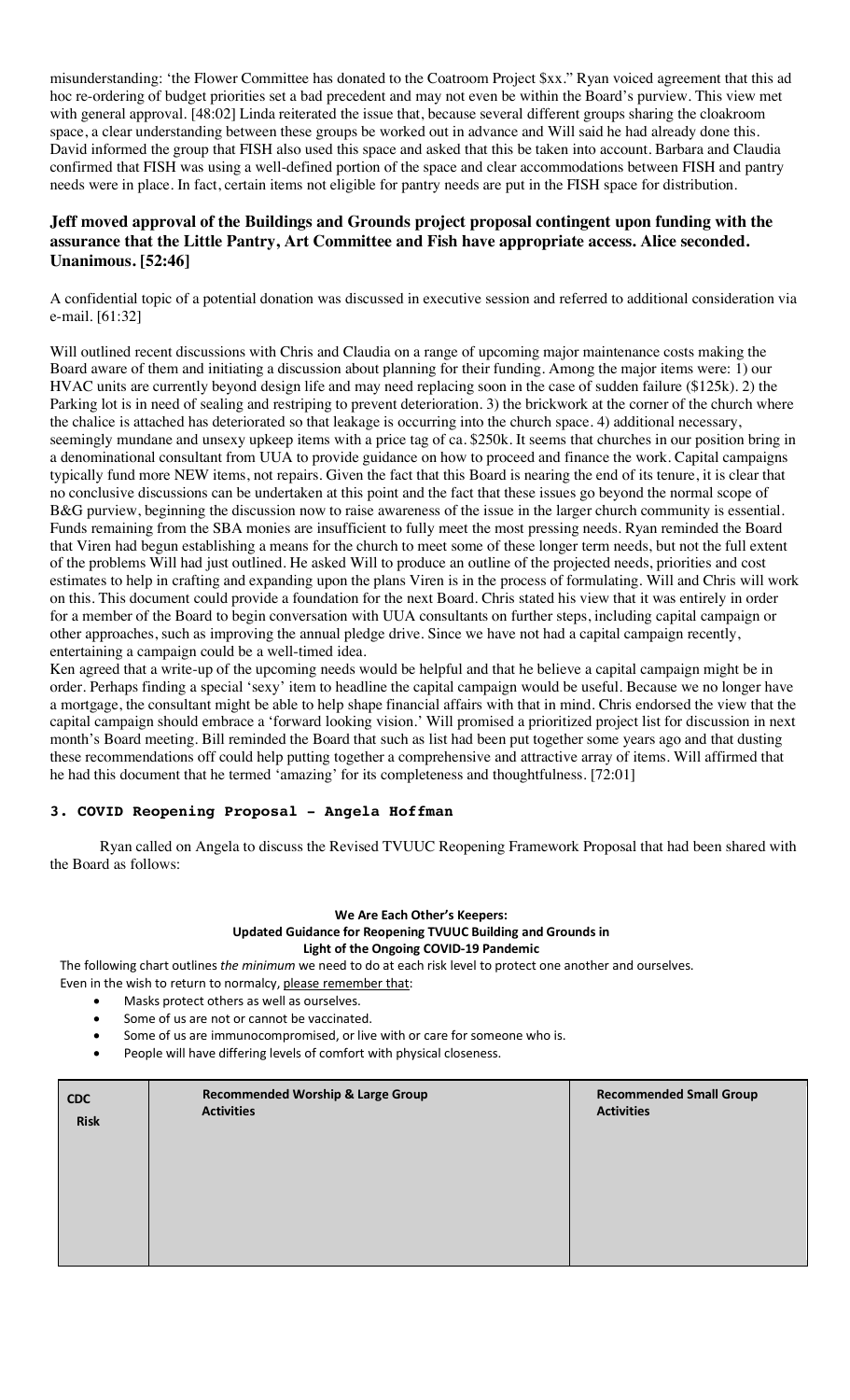misunderstanding: 'the Flower Committee has donated to the Coatroom Project $xx." Ryan voiced agreement that this ad hoc re-ordering of budget priorities set a bad precedent and may not even be within the Board's purview. This view met with general approval. [48:02] Linda reiterated the issue that, because several different groups sharing the cloakroom space, a clear understanding between these groups be worked out in advance and Will said he had already done this. David informed the group that FISH also used this space and asked that this be taken into account. Barbara and Claudia confirmed that FISH was using a well-defined portion of the space and clear accommodations between FISH and pantry needs were in place. In fact, certain items not eligible for pantry needs are put in the FISH space for distribution.

**Jeff moved approval of the Buildings and Grounds project proposal contingent upon funding with the assurance that the Little Pantry, Art Committee and Fish have appropriate access. Alice seconded. Unanimous. [52:46]**

A confidential topic of a potential donation was discussed in executive session and referred to additional consideration via e-mail. [61:32]

Will outlined recent discussions with Chris and Claudia on a range of upcoming major maintenance costs making the Board aware of them and initiating a discussion about planning for their funding. Among the major items were: 1) our HVAC units are currently beyond design life and may need replacing soon in the case of sudden failure ($125k). 2) the Parking lot is in need of sealing and restriping to prevent deterioration. 3) the brickwork at the corner of the church where the chalice is attached has deteriorated so that leakage is occurring into the church space. 4) additional necessary, seemingly mundane and unsexy upkeep items with a price tag of ca. $250k. It seems that churches in our position bring in a denominational consultant from UUA to provide guidance on how to proceed and finance the work. Capital campaigns typically fund more NEW items, not repairs. Given the fact that this Board is nearing the end of its tenure, it is clear that no conclusive discussions can be undertaken at this point and the fact that these issues go beyond the normal scope of B&G purview, beginning the discussion now to raise awareness of the issue in the larger church community is essential. Funds remaining from the SBA monies are insufficient to fully meet the most pressing needs. Ryan reminded the Board that Viren had begun establishing a means for the church to meet some of these longer term needs, but not the full extent of the problems Will had just outlined. He asked Will to produce an outline of the projected needs, priorities and cost estimates to help in crafting and expanding upon the plans Viren is in the process of formulating. Will and Chris will work on this. This document could provide a foundation for the next Board. Chris stated his view that it was entirely in order for a member of the Board to begin conversation with UUA consultants on further steps, including capital campaign or other approaches, such as improving the annual pledge drive. Since we have not had a capital campaign recently, entertaining a campaign could be a well-timed idea.

Ken agreed that a write-up of the upcoming needs would be helpful and that he believe a capital campaign might be in order. Perhaps finding a special 'sexy' item to headline the capital campaign would be useful. Because we no longer have a mortgage, the consultant might be able to help shape financial affairs with that in mind. Chris endorsed the view that the capital campaign should embrace a 'forward looking vision.' Will promised a prioritized project list for discussion in next month's Board meeting. Bill reminded the Board that such as list had been put together some years ago and that dusting these recommendations off could help putting together a comprehensive and attractive array of items. Will affirmed that he had this document that he termed 'amazing' for its completeness and thoughtfulness. [72:01]

### 3. COVID Reopening Proposal – Angela Hoffman

Ryan called on Angela to discuss the Revised TVUUC Reopening Framework Proposal that had been shared with the Board as follows:

**We Are Each Other's Keepers:**
**Updated Guidance for Reopening TVUUC Building and Grounds in Light of the Ongoing COVID-19 Pandemic**

The following chart outlines *the minimum* we need to do at each risk level to protect one another and ourselves. Even in the wish to return to normalcy, please remember that:

- Masks protect others as well as ourselves.
- Some of us are not or cannot be vaccinated.
- Some of us are immunocompromised, or live with or care for someone who is.
- People will have differing levels of comfort with physical closeness.

| CDC Risk | Recommended Worship & Large Group Activities | Recommended Small Group Activities |
|---|---|---|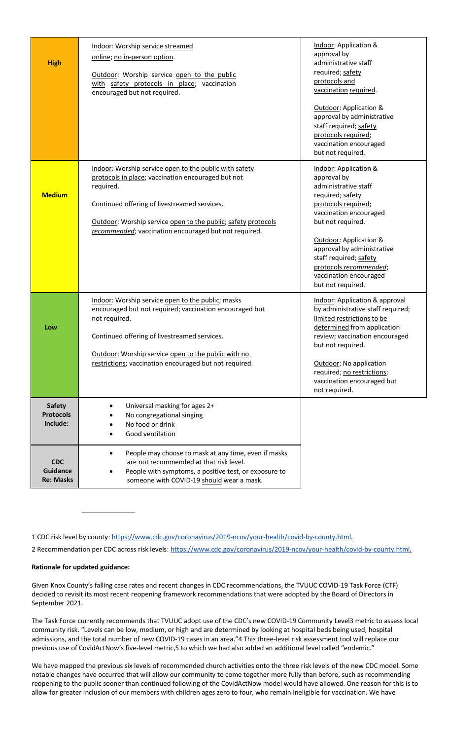| | | |
|---|---|---|
| **High** | Indoor: Worship service streamed online; no in-person option.<br><br>Outdoor: Worship service open to the public with safety protocols in place; vaccination encouraged but not required. | Indoor: Application & approval by administrative staff required; safety protocols and vaccination required.<br><br>Outdoor: Application & approval by administrative staff required; safety protocols required; vaccination encouraged but not required. |
| **Medium** | Indoor: Worship service open to the public with safety protocols in place; vaccination encouraged but not required.<br><br>Continued offering of livestreamed services.<br><br>Outdoor: Worship service open to the public; safety protocols *recommended*; vaccination encouraged but not required. | Indoor: Application & approval by administrative staff required; safety protocols required; vaccination encouraged but not required.<br><br>Outdoor: Application & approval by administrative staff required; safety protocols *recommended*; vaccination encouraged but not required. |
| **Low** | Indoor: Worship service open to the public; masks encouraged but not required; vaccination encouraged but not required.<br><br>Continued offering of livestreamed services.<br><br>Outdoor: Worship service open to the public with no restrictions; vaccination encouraged but not required. | Indoor: Application & approval by administrative staff required; limited restrictions to be determined from application review; vaccination encouraged but not required.<br><br>Outdoor: No application required; no restrictions; vaccination encouraged but not required. |
| **Safety Protocols Include:** | • Universal masking for ages 2+<br>• No congregational singing<br>• No food or drink<br>• Good ventilation | |
| **CDC Guidance Re: Masks** | • People may choose to mask at any time, even if masks are not recommended at that risk level.<br>• People with symptoms, a positive test, or exposure to someone with COVID-19 should wear a mask. | |

1 CDC risk level by county: https://www.cdc.gov/coronavirus/2019-ncov/your-health/covid-by-county.html.

2 Recommendation per CDC across risk levels: https://www.cdc.gov/coronavirus/2019-ncov/your-health/covid-by-county.html.

**Rationale for updated guidance:**

Given Knox County's falling case rates and recent changes in CDC recommendations, the TVUUC COVID-19 Task Force (CTF) decided to revisit its most recent reopening framework recommendations that were adopted by the Board of Directors in September 2021.

The Task Force currently recommends that TVUUC adopt use of the CDC's new COVID-19 Community Level[3] metric to assess local community risk. "Levels can be low, medium, or high and are determined by looking at hospital beds being used, hospital admissions, and the total number of new COVID-19 cases in an area."[4] This three-level risk assessment tool will replace our previous use of CovidActNow's five-level metric,[5] to which we had also added an additional level called "endemic."

We have mapped the previous six levels of recommended church activities onto the three risk levels of the new CDC model. Some notable changes have occurred that will allow our community to come together more fully than before, such as recommending reopening to the public sooner than continued following of the CovidActNow model would have allowed. One reason for this is to allow for greater inclusion of our members with children ages zero to four, who remain ineligible for vaccination. We have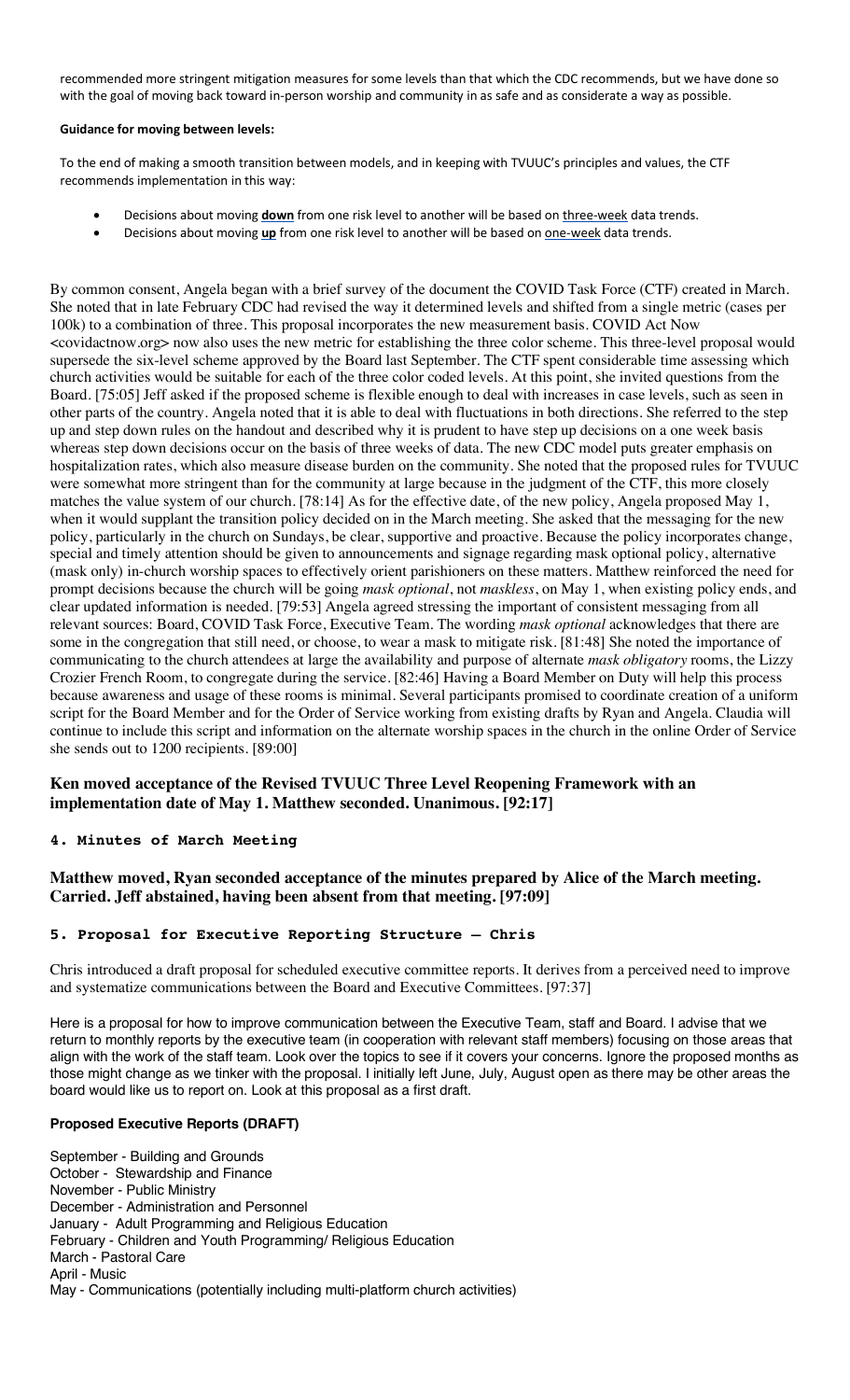recommended more stringent mitigation measures for some levels than that which the CDC recommends, but we have done so with the goal of moving back toward in-person worship and community in as safe and as considerate a way as possible.

**Guidance for moving between levels:**

To the end of making a smooth transition between models, and in keeping with TVUUC's principles and values, the CTF recommends implementation in this way:

- Decisions about moving **down** from one risk level to another will be based on three-week data trends.
- Decisions about moving **up** from one risk level to another will be based on one-week data trends.

By common consent, Angela began with a brief survey of the document the COVID Task Force (CTF) created in March. She noted that in late February CDC had revised the way it determined levels and shifted from a single metric (cases per 100k) to a combination of three. This proposal incorporates the new measurement basis. COVID Act Now <covidactnow.org> now also uses the new metric for establishing the three color scheme. This three-level proposal would supersede the six-level scheme approved by the Board last September. The CTF spent considerable time assessing which church activities would be suitable for each of the three color coded levels. At this point, she invited questions from the Board. [75:05] Jeff asked if the proposed scheme is flexible enough to deal with increases in case levels, such as seen in other parts of the country. Angela noted that it is able to deal with fluctuations in both directions. She referred to the step up and step down rules on the handout and described why it is prudent to have step up decisions on a one week basis whereas step down decisions occur on the basis of three weeks of data. The new CDC model puts greater emphasis on hospitalization rates, which also measure disease burden on the community. She noted that the proposed rules for TVUUC were somewhat more stringent than for the community at large because in the judgment of the CTF, this more closely matches the value system of our church. [78:14] As for the effective date, of the new policy, Angela proposed May 1, when it would supplant the transition policy decided on in the March meeting. She asked that the messaging for the new policy, particularly in the church on Sundays, be clear, supportive and proactive. Because the policy incorporates change, special and timely attention should be given to announcements and signage regarding mask optional policy, alternative (mask only) in-church worship spaces to effectively orient parishioners on these matters. Matthew reinforced the need for prompt decisions because the church will be going *mask optional*, not *maskless*, on May 1, when existing policy ends, and clear updated information is needed. [79:53] Angela agreed stressing the important of consistent messaging from all relevant sources: Board, COVID Task Force, Executive Team. The wording *mask optional* acknowledges that there are some in the congregation that still need, or choose, to wear a mask to mitigate risk. [81:48] She noted the importance of communicating to the church attendees at large the availability and purpose of alternate *mask obligatory* rooms, the Lizzy Crozier French Room, to congregate during the service. [82:46] Having a Board Member on Duty will help this process because awareness and usage of these rooms is minimal. Several participants promised to coordinate creation of a uniform script for the Board Member and for the Order of Service working from existing drafts by Ryan and Angela. Claudia will continue to include this script and information on the alternate worship spaces in the church in the online Order of Service she sends out to 1200 recipients. [89:00]

**Ken moved acceptance of the Revised TVUUC Three Level Reopening Framework with an implementation date of May 1. Matthew seconded. Unanimous. [92:17]**

### 4. Minutes of March Meeting

**Matthew moved, Ryan seconded acceptance of the minutes prepared by Alice of the March meeting. Carried. Jeff abstained, having been absent from that meeting. [97:09]**

### 5. Proposal for Executive Reporting Structure – Chris

Chris introduced a draft proposal for scheduled executive committee reports. It derives from a perceived need to improve and systematize communications between the Board and Executive Committees. [97:37]

Here is a proposal for how to improve communication between the Executive Team, staff and Board. I advise that we return to monthly reports by the executive team (in cooperation with relevant staff members) focusing on those areas that align with the work of the staff team. Look over the topics to see if it covers your concerns. Ignore the proposed months as those might change as we tinker with the proposal. I initially left June, July, August open as there may be other areas the board would like us to report on. Look at this proposal as a first draft.

**Proposed Executive Reports (DRAFT)**

September - Building and Grounds
October - Stewardship and Finance
November - Public Ministry
December - Administration and Personnel
January - Adult Programming and Religious Education
February - Children and Youth Programming/ Religious Education
March - Pastoral Care
April - Music
May - Communications (potentially including multi-platform church activities)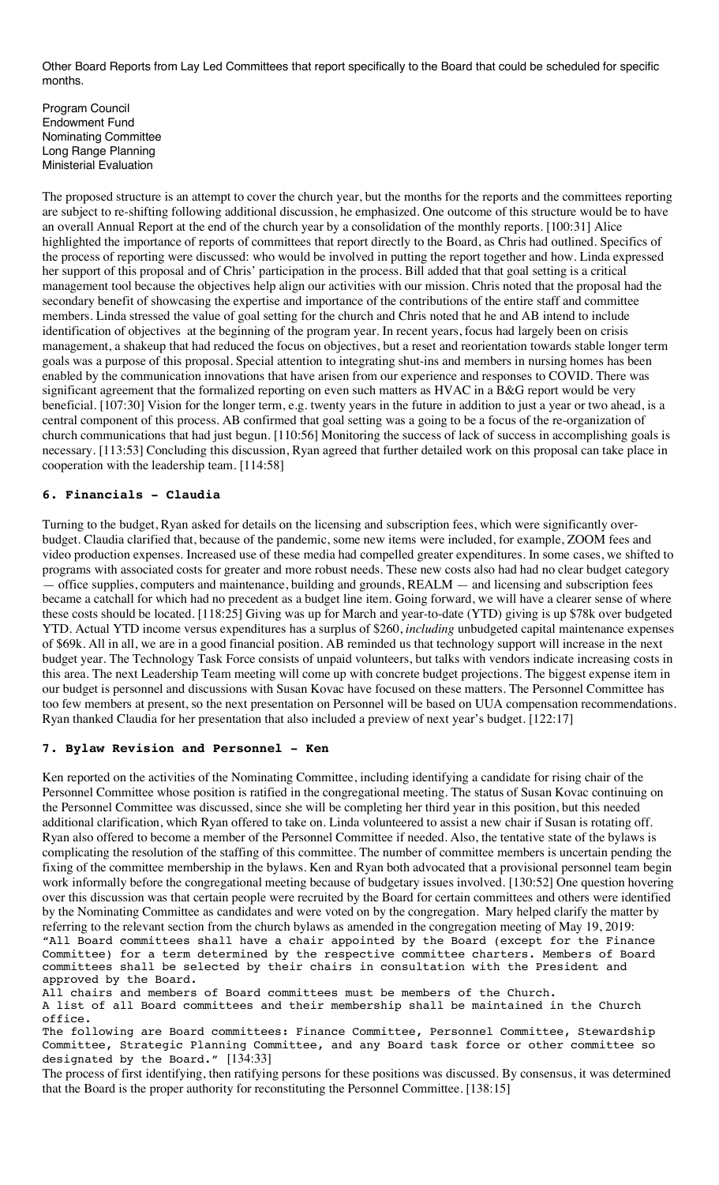Other Board Reports from Lay Led Committees that report specifically to the Board that could be scheduled for specific months.

Program Council
Endowment Fund
Nominating Committee
Long Range Planning
Ministerial Evaluation

The proposed structure is an attempt to cover the church year, but the months for the reports and the committees reporting are subject to re-shifting following additional discussion, he emphasized. One outcome of this structure would be to have an overall Annual Report at the end of the church year by a consolidation of the monthly reports. [100:31] Alice highlighted the importance of reports of committees that report directly to the Board, as Chris had outlined. Specifics of the process of reporting were discussed: who would be involved in putting the report together and how. Linda expressed her support of this proposal and of Chris' participation in the process. Bill added that that goal setting is a critical management tool because the objectives help align our activities with our mission. Chris noted that the proposal had the secondary benefit of showcasing the expertise and importance of the contributions of the entire staff and committee members. Linda stressed the value of goal setting for the church and Chris noted that he and AB intend to include identification of objectives at the beginning of the program year. In recent years, focus had largely been on crisis management, a shakeup that had reduced the focus on objectives, but a reset and reorientation towards stable longer term goals was a purpose of this proposal. Special attention to integrating shut-ins and members in nursing homes has been enabled by the communication innovations that have arisen from our experience and responses to COVID. There was significant agreement that the formalized reporting on even such matters as HVAC in a B&G report would be very beneficial. [107:30] Vision for the longer term, e.g. twenty years in the future in addition to just a year or two ahead, is a central component of this process. AB confirmed that goal setting was a going to be a focus of the re-organization of church communications that had just begun. [110:56] Monitoring the success of lack of success in accomplishing goals is necessary. [113:53] Concluding this discussion, Ryan agreed that further detailed work on this proposal can take place in cooperation with the leadership team. [114:58]

### 6. Financials – Claudia

Turning to the budget, Ryan asked for details on the licensing and subscription fees, which were significantly over-budget. Claudia clarified that, because of the pandemic, some new items were included, for example, ZOOM fees and video production expenses. Increased use of these media had compelled greater expenditures. In some cases, we shifted to programs with associated costs for greater and more robust needs. These new costs also had had no clear budget category — office supplies, computers and maintenance, building and grounds, REALM — and licensing and subscription fees became a catchall for which had no precedent as a budget line item. Going forward, we will have a clearer sense of where these costs should be located. [118:25] Giving was up for March and year-to-date (YTD) giving is up $78k over budgeted YTD. Actual YTD income versus expenditures has a surplus of $260, *including* unbudgeted capital maintenance expenses of $69k. All in all, we are in a good financial position. AB reminded us that technology support will increase in the next budget year. The Technology Task Force consists of unpaid volunteers, but talks with vendors indicate increasing costs in this area. The next Leadership Team meeting will come up with concrete budget projections. The biggest expense item in our budget is personnel and discussions with Susan Kovac have focused on these matters. The Personnel Committee has too few members at present, so the next presentation on Personnel will be based on UUA compensation recommendations. Ryan thanked Claudia for her presentation that also included a preview of next year's budget. [122:17]

### 7. Bylaw Revision and Personnel – Ken

Ken reported on the activities of the Nominating Committee, including identifying a candidate for rising chair of the Personnel Committee whose position is ratified in the congregational meeting. The status of Susan Kovac continuing on the Personnel Committee was discussed, since she will be completing her third year in this position, but this needed additional clarification, which Ryan offered to take on. Linda volunteered to assist a new chair if Susan is rotating off. Ryan also offered to become a member of the Personnel Committee if needed. Also, the tentative state of the bylaws is complicating the resolution of the staffing of this committee. The number of committee members is uncertain pending the fixing of the committee membership in the bylaws. Ken and Ryan both advocated that a provisional personnel team begin work informally before the congregational meeting because of budgetary issues involved. [130:52] One question hovering over this discussion was that certain people were recruited by the Board for certain committees and others were identified by the Nominating Committee as candidates and were voted on by the congregation. Mary helped clarify the matter by referring to the relevant section from the church bylaws as amended in the congregation meeting of May 19, 2019:

"All Board committees shall have a chair appointed by the Board (except for the Finance Committee) for a term determined by the respective committee charters. Members of Board committees shall be selected by their chairs in consultation with the President and approved by the Board.
All chairs and members of Board committees must be members of the Church.
A list of all Board committees and their membership shall be maintained in the Church office.
The following are Board committees: Finance Committee, Personnel Committee, Stewardship Committee, Strategic Planning Committee, and any Board task force or other committee so designated by the Board." [134:33]

The process of first identifying, then ratifying persons for these positions was discussed. By consensus, it was determined that the Board is the proper authority for reconstituting the Personnel Committee. [138:15]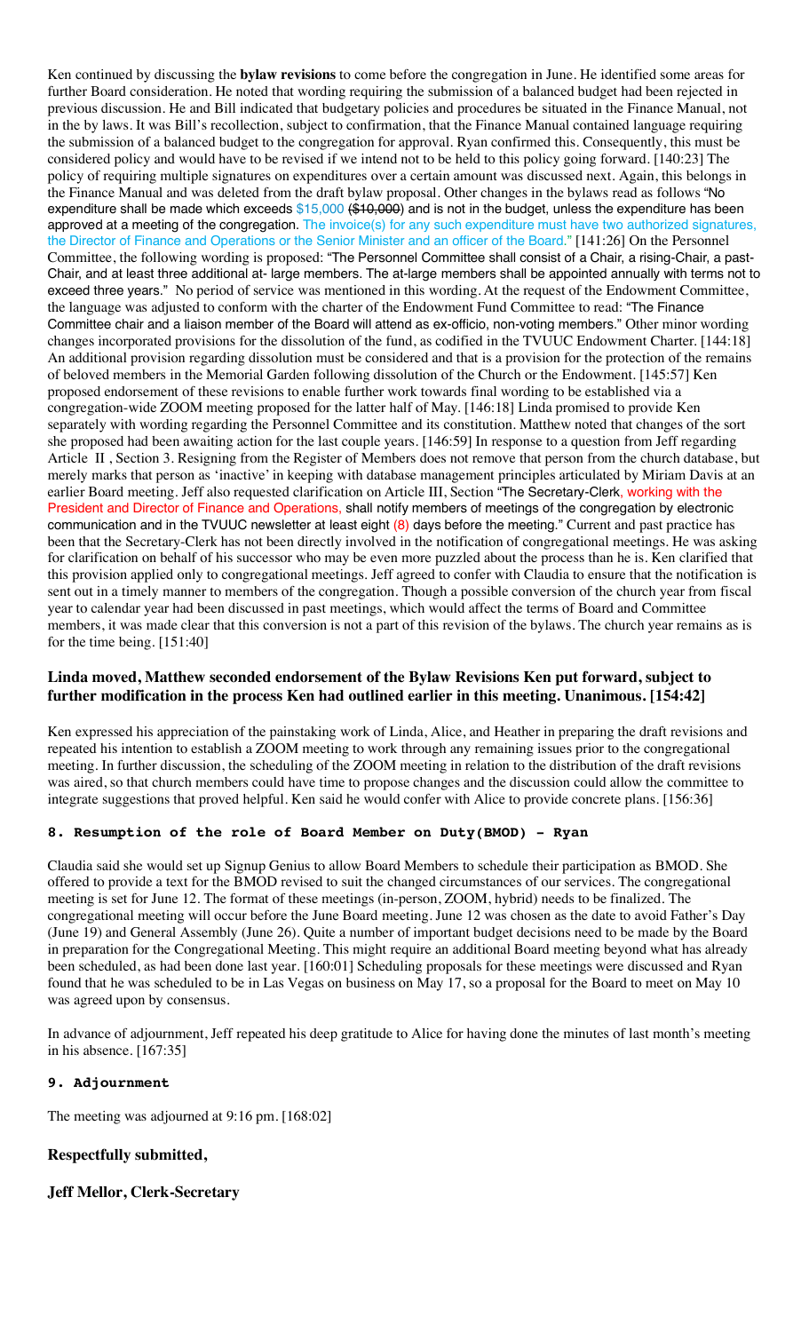Ken continued by discussing the **bylaw revisions** to come before the congregation in June. He identified some areas for further Board consideration. He noted that wording requiring the submission of a balanced budget had been rejected in previous discussion. He and Bill indicated that budgetary policies and procedures be situated in the Finance Manual, not in the by laws. It was Bill's recollection, subject to confirmation, that the Finance Manual contained language requiring the submission of a balanced budget to the congregation for approval. Ryan confirmed this. Consequently, this must be considered policy and would have to be revised if we intend not to be held to this policy going forward. [140:23] The policy of requiring multiple signatures on expenditures over a certain amount was discussed next. Again, this belongs in the Finance Manual and was deleted from the draft bylaw proposal. Other changes in the bylaws read as follows "No expenditure shall be made which exceeds $15,000 ~~($10,000)~~ and is not in the budget, unless the expenditure has been approved at a meeting of the congregation. The invoice(s) for any such expenditure must have two authorized signatures, the Director of Finance and Operations or the Senior Minister and an officer of the Board." [141:26] On the Personnel Committee, the following wording is proposed: "The Personnel Committee shall consist of a Chair, a rising-Chair, a past-Chair, and at least three additional at- large members. The at-large members shall be appointed annually with terms not to exceed three years." No period of service was mentioned in this wording. At the request of the Endowment Committee, the language was adjusted to conform with the charter of the Endowment Fund Committee to read: "The Finance Committee chair and a liaison member of the Board will attend as ex-officio, non-voting members." Other minor wording changes incorporated provisions for the dissolution of the fund, as codified in the TVUUC Endowment Charter. [144:18] An additional provision regarding dissolution must be considered and that is a provision for the protection of the remains of beloved members in the Memorial Garden following dissolution of the Church or the Endowment. [145:57] Ken proposed endorsement of these revisions to enable further work towards final wording to be established via a congregation-wide ZOOM meeting proposed for the latter half of May. [146:18] Linda promised to provide Ken separately with wording regarding the Personnel Committee and its constitution. Matthew noted that changes of the sort she proposed had been awaiting action for the last couple years. [146:59] In response to a question from Jeff regarding Article II , Section 3. Resigning from the Register of Members does not remove that person from the church database, but merely marks that person as 'inactive' in keeping with database management principles articulated by Miriam Davis at an earlier Board meeting. Jeff also requested clarification on Article III, Section "The Secretary-Clerk, working with the President and Director of Finance and Operations, shall notify members of meetings of the congregation by electronic communication and in the TVUUC newsletter at least eight (8) days before the meeting." Current and past practice has been that the Secretary-Clerk has not been directly involved in the notification of congregational meetings. He was asking for clarification on behalf of his successor who may be even more puzzled about the process than he is. Ken clarified that this provision applied only to congregational meetings. Jeff agreed to confer with Claudia to ensure that the notification is sent out in a timely manner to members of the congregation. Though a possible conversion of the church year from fiscal year to calendar year had been discussed in past meetings, which would affect the terms of Board and Committee members, it was made clear that this conversion is not a part of this revision of the bylaws. The church year remains as is for the time being. [151:40]

**Linda moved, Matthew seconded endorsement of the Bylaw Revisions Ken put forward, subject to further modification in the process Ken had outlined earlier in this meeting. Unanimous. [154:42]**

Ken expressed his appreciation of the painstaking work of Linda, Alice, and Heather in preparing the draft revisions and repeated his intention to establish a ZOOM meeting to work through any remaining issues prior to the congregational meeting. In further discussion, the scheduling of the ZOOM meeting in relation to the distribution of the draft revisions was aired, so that church members could have time to propose changes and the discussion could allow the committee to integrate suggestions that proved helpful. Ken said he would confer with Alice to provide concrete plans. [156:36]

### 8. Resumption of the role of Board Member on Duty(BMOD) - Ryan

Claudia said she would set up Signup Genius to allow Board Members to schedule their participation as BMOD. She offered to provide a text for the BMOD revised to suit the changed circumstances of our services. The congregational meeting is set for June 12. The format of these meetings (in-person, ZOOM, hybrid) needs to be finalized. The congregational meeting will occur before the June Board meeting. June 12 was chosen as the date to avoid Father's Day (June 19) and General Assembly (June 26). Quite a number of important budget decisions need to be made by the Board in preparation for the Congregational Meeting. This might require an additional Board meeting beyond what has already been scheduled, as had been done last year. [160:01] Scheduling proposals for these meetings were discussed and Ryan found that he was scheduled to be in Las Vegas on business on May 17, so a proposal for the Board to meet on May 10 was agreed upon by consensus.

In advance of adjournment, Jeff repeated his deep gratitude to Alice for having done the minutes of last month's meeting in his absence. [167:35]

### 9. Adjournment

The meeting was adjourned at 9:16 pm. [168:02]

**Respectfully submitted,**

**Jeff Mellor, Clerk-Secretary**